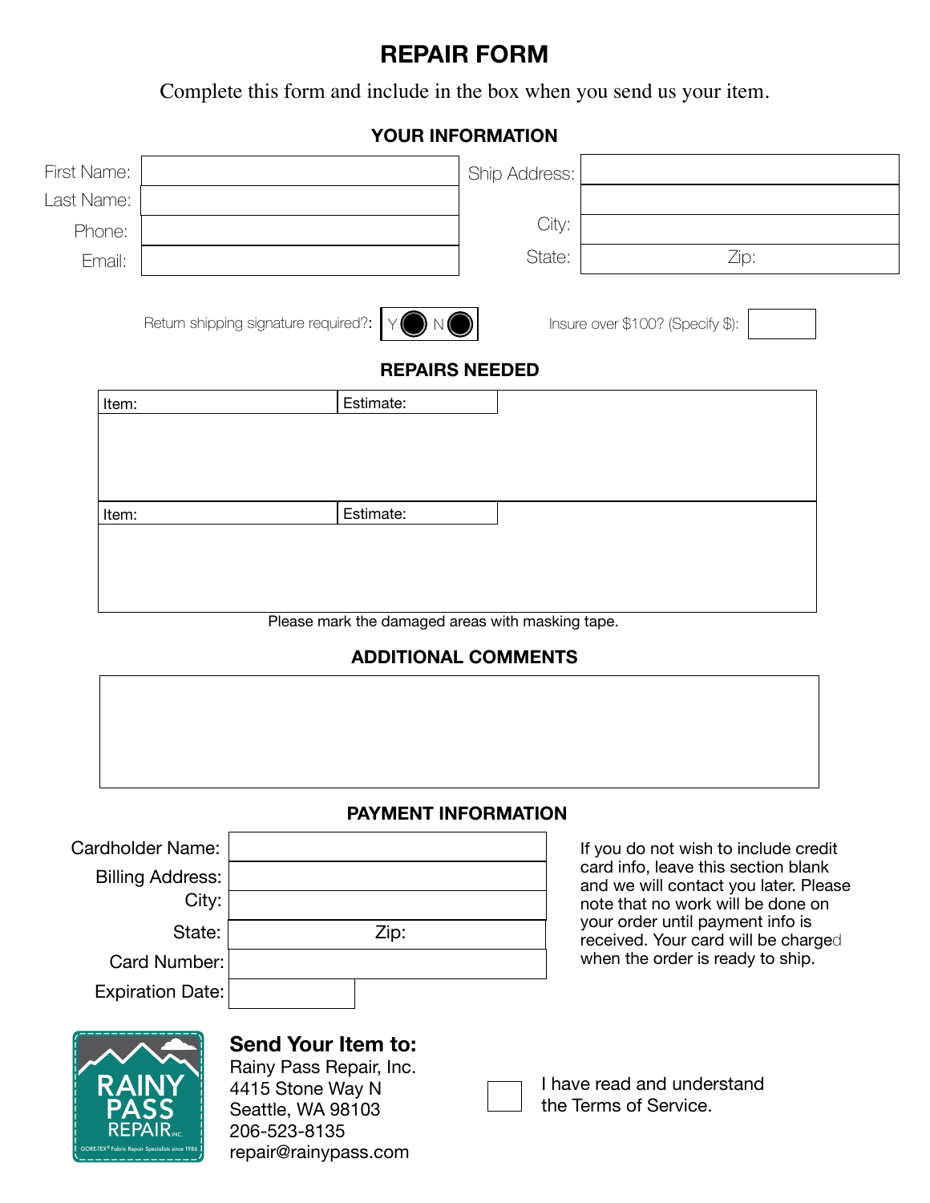# REPAIR FORM

Complete this form and include in the box when you send us your item.

## YOUR INFORMATION

| | | | |
|---|---|---|---|
| First Name: | | Ship Address: | |
| Last Name: | | | |
| Phone: | | City: | |
| Email: | | State: | Zip: |

Return shipping signature required?: Y ● N ●

Insure over $100? (Specify $):

## REPAIRS NEEDED

| Item: | Estimate: |
|---|---|
| | |

| Item: | Estimate: |
|---|---|
| | |

Please mark the damaged areas with masking tape.

## ADDITIONAL COMMENTS

## PAYMENT INFORMATION

| | |
|---|---|
| Cardholder Name: | |
| Billing Address: | |
| City: | |
| State: | Zip: |
| Card Number: | |
| Expiration Date: | |

If you do not wish to include credit card info, leave this section blank and we will contact you later. Please note that no work will be done on your order until payment info is received. Your card will be charged when the order is ready to ship.

RAINY PASS REPAIR INC.
GORE-TEX® Fabric Repair Specialists since 1986

**Send Your Item to:**
Rainy Pass Repair, Inc.
4415 Stone Way N
Seattle, WA 98103
206-523-8135
repair@rainypass.com

☐ I have read and understand the Terms of Service.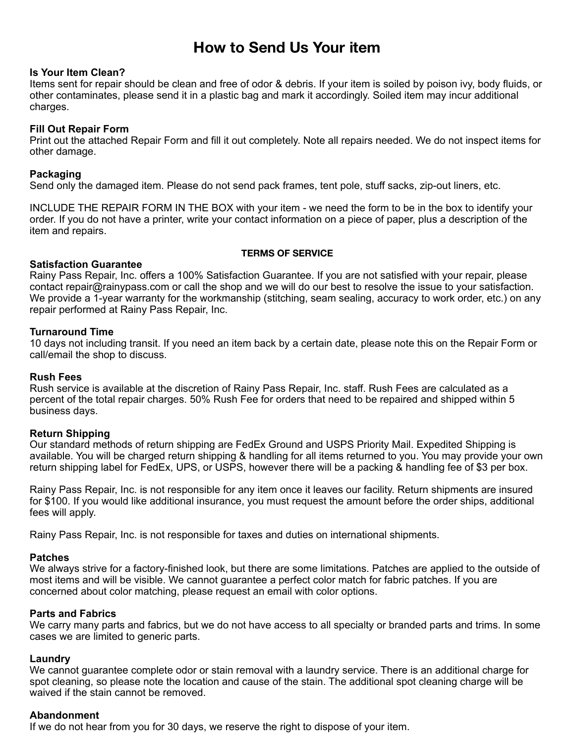# How to Send Us Your item

**Is Your Item Clean?**

Items sent for repair should be clean and free of odor & debris. If your item is soiled by poison ivy, body fluids, or other contaminates, please send it in a plastic bag and mark it accordingly. Soiled item may incur additional charges.

**Fill Out Repair Form**

Print out the attached Repair Form and fill it out completely. Note all repairs needed. We do not inspect items for other damage.

**Packaging**

Send only the damaged item. Please do not send pack frames, tent pole, stuff sacks, zip-out liners, etc.

INCLUDE THE REPAIR FORM IN THE BOX with your item - we need the form to be in the box to identify your order. If you do not have a printer, write your contact information on a piece of paper, plus a description of the item and repairs.

## TERMS OF SERVICE

**Satisfaction Guarantee**

Rainy Pass Repair, Inc. offers a 100% Satisfaction Guarantee. If you are not satisfied with your repair, please contact repair@rainypass.com or call the shop and we will do our best to resolve the issue to your satisfaction. We provide a 1-year warranty for the workmanship (stitching, seam sealing, accuracy to work order, etc.) on any repair performed at Rainy Pass Repair, Inc.

**Turnaround Time**

10 days not including transit. If you need an item back by a certain date, please note this on the Repair Form or call/email the shop to discuss.

**Rush Fees**

Rush service is available at the discretion of Rainy Pass Repair, Inc. staff. Rush Fees are calculated as a percent of the total repair charges. 50% Rush Fee for orders that need to be repaired and shipped within 5 business days.

**Return Shipping**

Our standard methods of return shipping are FedEx Ground and USPS Priority Mail. Expedited Shipping is available. You will be charged return shipping & handling for all items returned to you. You may provide your own return shipping label for FedEx, UPS, or USPS, however there will be a packing & handling fee of $3 per box.

Rainy Pass Repair, Inc. is not responsible for any item once it leaves our facility. Return shipments are insured for $100. If you would like additional insurance, you must request the amount before the order ships, additional fees will apply.

Rainy Pass Repair, Inc. is not responsible for taxes and duties on international shipments.

**Patches**

We always strive for a factory-finished look, but there are some limitations. Patches are applied to the outside of most items and will be visible. We cannot guarantee a perfect color match for fabric patches. If you are concerned about color matching, please request an email with color options.

**Parts and Fabrics**

We carry many parts and fabrics, but we do not have access to all specialty or branded parts and trims. In some cases we are limited to generic parts.

**Laundry**

We cannot guarantee complete odor or stain removal with a laundry service. There is an additional charge for spot cleaning, so please note the location and cause of the stain. The additional spot cleaning charge will be waived if the stain cannot be removed.

**Abandonment**

If we do not hear from you for 30 days, we reserve the right to dispose of your item.